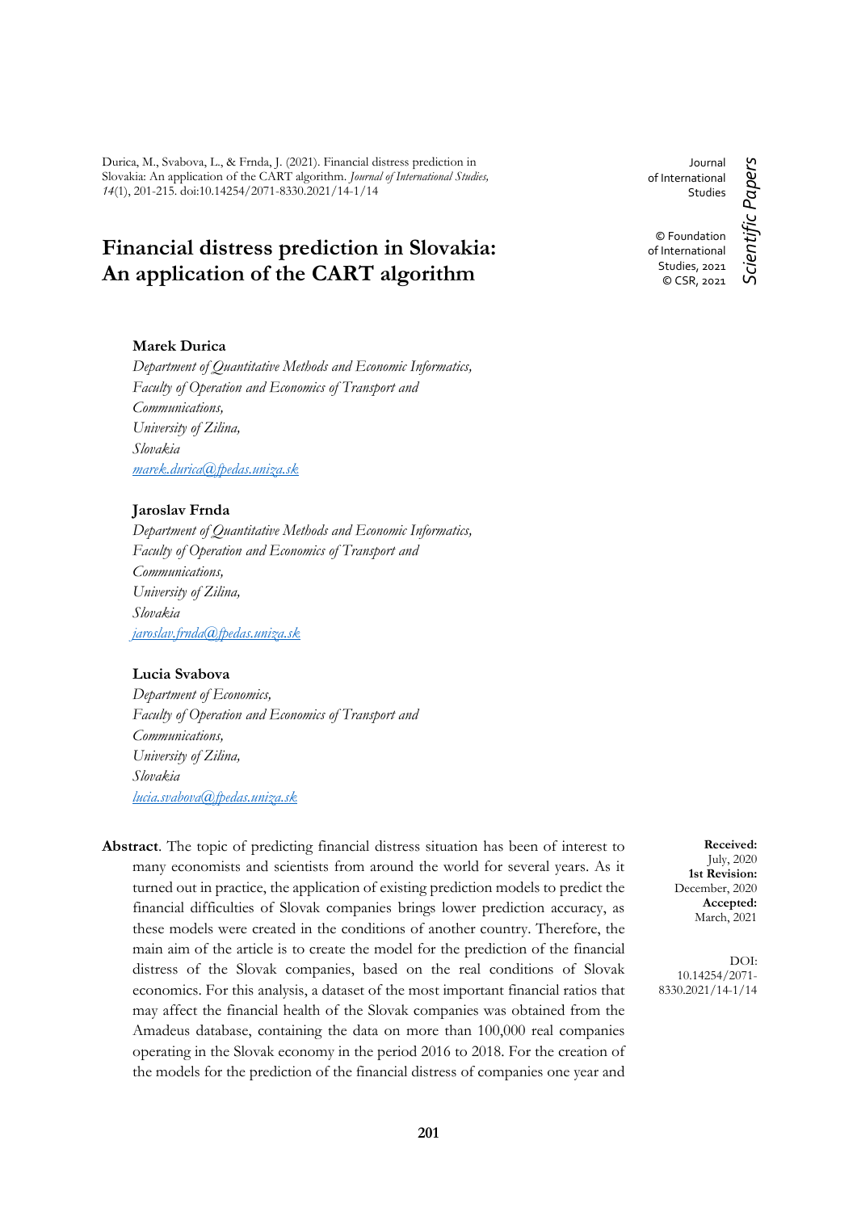Durica, M., Svabova, L., & Frnda, J. (2021). Financial distress prediction in Slovakia: An application of the CART algorithm. *Journal of International Studies, 14*(1), 201-215. doi:10.14254/2071-8330.2021/14-1/14

Journal of International Studies

© Foundation of International Studies, 2021
© CSR, 2021

*Scientific Papers*

# Financial distress prediction in Slovakia: An application of the CART algorithm

**Marek Durica**
*Department of Quantitative Methods and Economic Informatics,*
*Faculty of Operation and Economics of Transport and Communications,*
*University of Zilina,*
*Slovakia*
*marek.durica@fpedas.uniza.sk*

**Jaroslav Frnda**
*Department of Quantitative Methods and Economic Informatics,*
*Faculty of Operation and Economics of Transport and Communications,*
*University of Zilina,*
*Slovakia*
*jaroslav.frnda@fpedas.uniza.sk*

**Lucia Svabova**
*Department of Economics,*
*Faculty of Operation and Economics of Transport and Communications,*
*University of Zilina,*
*Slovakia*
*lucia.svabova@fpedas.uniza.sk*

**Received:** July, 2020
**1st Revision:** December, 2020
**Accepted:** March, 2021

DOI: 10.14254/2071-8330.2021/14-1/14

**Abstract**. The topic of predicting financial distress situation has been of interest to many economists and scientists from around the world for several years. As it turned out in practice, the application of existing prediction models to predict the financial difficulties of Slovak companies brings lower prediction accuracy, as these models were created in the conditions of another country. Therefore, the main aim of the article is to create the model for the prediction of the financial distress of the Slovak companies, based on the real conditions of Slovak economics. For this analysis, a dataset of the most important financial ratios that may affect the financial health of the Slovak companies was obtained from the Amadeus database, containing the data on more than 100,000 real companies operating in the Slovak economy in the period 2016 to 2018. For the creation of the models for the prediction of the financial distress of companies one year and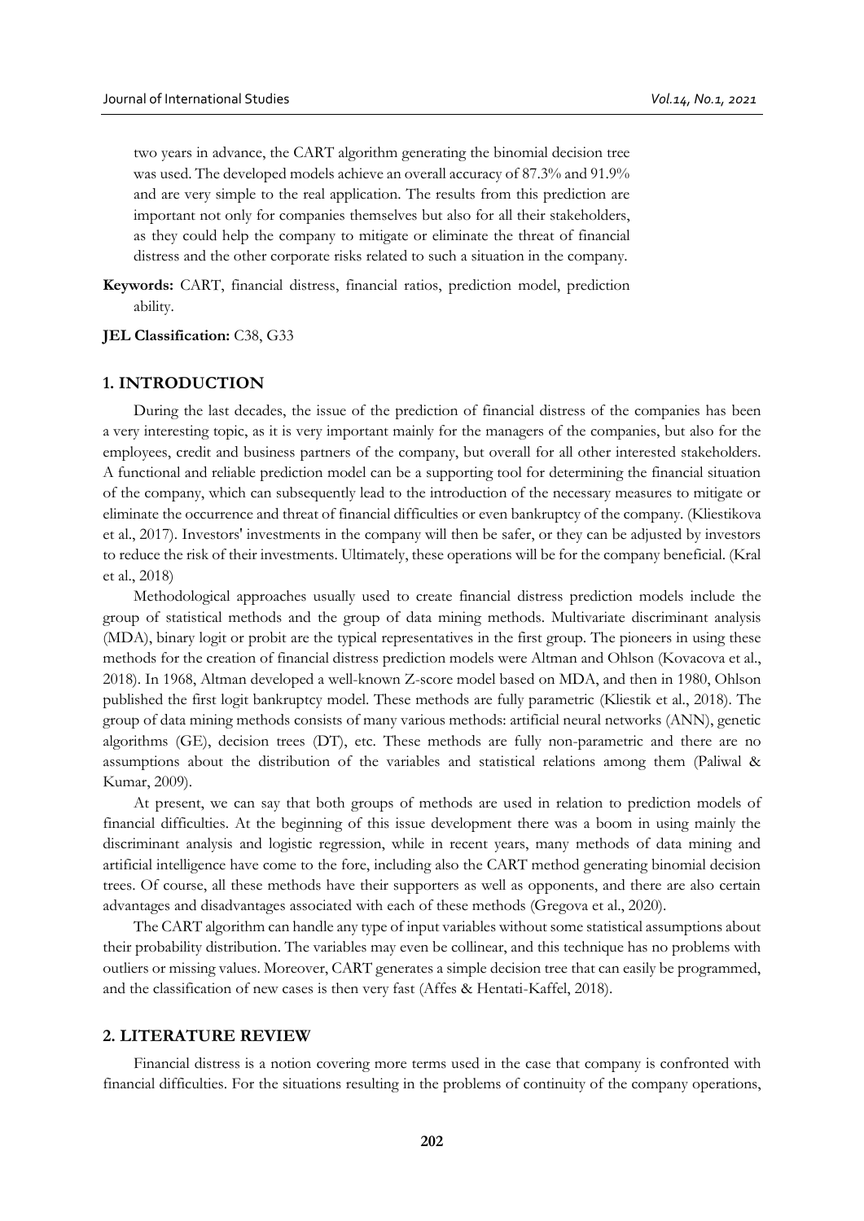two years in advance, the CART algorithm generating the binomial decision tree was used. The developed models achieve an overall accuracy of 87.3% and 91.9% and are very simple to the real application. The results from this prediction are important not only for companies themselves but also for all their stakeholders, as they could help the company to mitigate or eliminate the threat of financial distress and the other corporate risks related to such a situation in the company.

**Keywords:** CART, financial distress, financial ratios, prediction model, prediction ability.

**JEL Classification:** C38, G33

## 1. INTRODUCTION

During the last decades, the issue of the prediction of financial distress of the companies has been a very interesting topic, as it is very important mainly for the managers of the companies, but also for the employees, credit and business partners of the company, but overall for all other interested stakeholders. A functional and reliable prediction model can be a supporting tool for determining the financial situation of the company, which can subsequently lead to the introduction of the necessary measures to mitigate or eliminate the occurrence and threat of financial difficulties or even bankruptcy of the company. (Kliestikova et al., 2017). Investors' investments in the company will then be safer, or they can be adjusted by investors to reduce the risk of their investments. Ultimately, these operations will be for the company beneficial. (Kral et al., 2018)

Methodological approaches usually used to create financial distress prediction models include the group of statistical methods and the group of data mining methods. Multivariate discriminant analysis (MDA), binary logit or probit are the typical representatives in the first group. The pioneers in using these methods for the creation of financial distress prediction models were Altman and Ohlson (Kovacova et al., 2018). In 1968, Altman developed a well-known Z-score model based on MDA, and then in 1980, Ohlson published the first logit bankruptcy model. These methods are fully parametric (Kliestik et al., 2018). The group of data mining methods consists of many various methods: artificial neural networks (ANN), genetic algorithms (GE), decision trees (DT), etc. These methods are fully non-parametric and there are no assumptions about the distribution of the variables and statistical relations among them (Paliwal & Kumar, 2009).

At present, we can say that both groups of methods are used in relation to prediction models of financial difficulties. At the beginning of this issue development there was a boom in using mainly the discriminant analysis and logistic regression, while in recent years, many methods of data mining and artificial intelligence have come to the fore, including also the CART method generating binomial decision trees. Of course, all these methods have their supporters as well as opponents, and there are also certain advantages and disadvantages associated with each of these methods (Gregova et al., 2020).

The CART algorithm can handle any type of input variables without some statistical assumptions about their probability distribution. The variables may even be collinear, and this technique has no problems with outliers or missing values. Moreover, CART generates a simple decision tree that can easily be programmed, and the classification of new cases is then very fast (Affes & Hentati-Kaffel, 2018).

## 2. LITERATURE REVIEW

Financial distress is a notion covering more terms used in the case that company is confronted with financial difficulties. For the situations resulting in the problems of continuity of the company operations,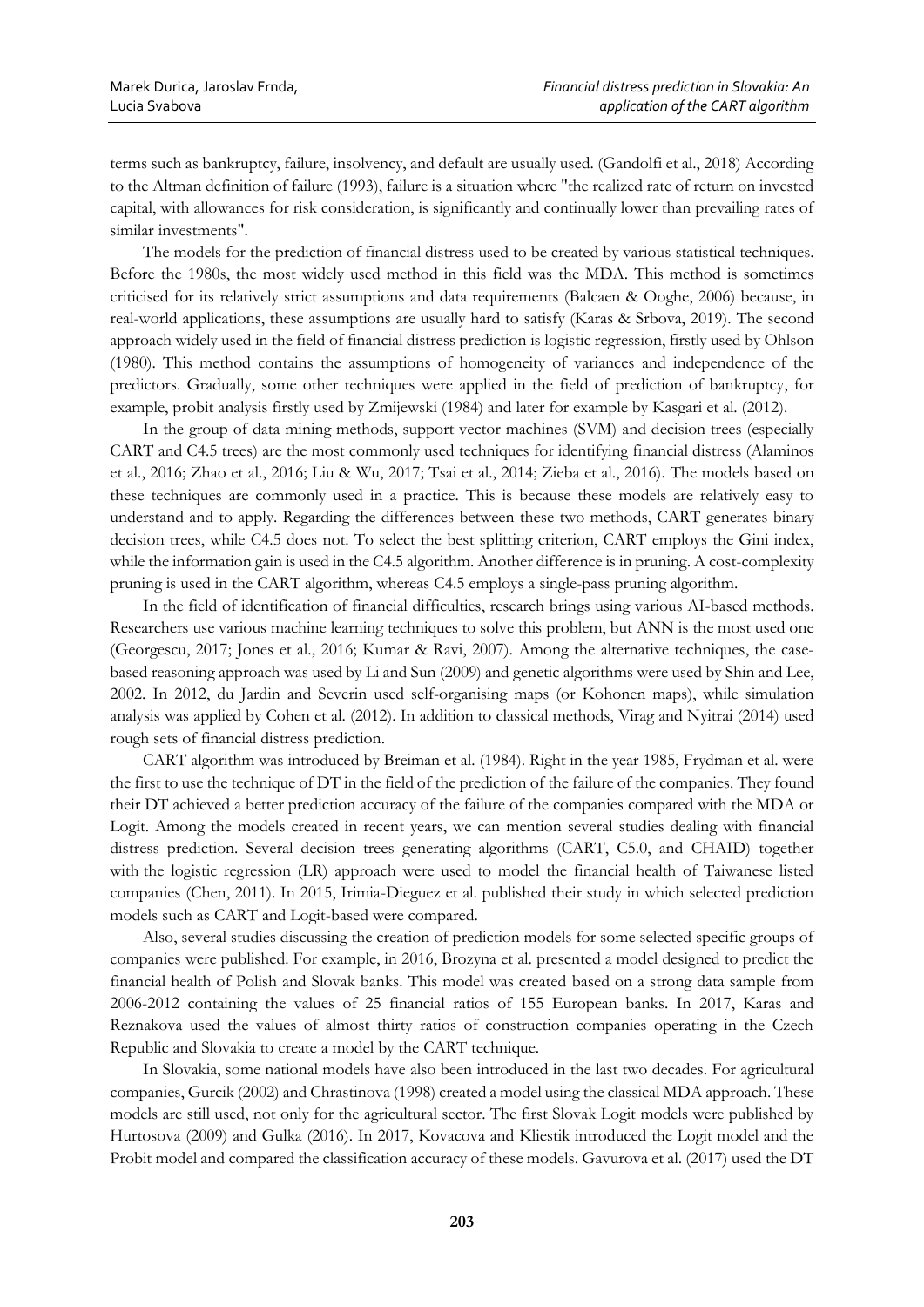terms such as bankruptcy, failure, insolvency, and default are usually used. (Gandolfi et al., 2018) According to the Altman definition of failure (1993), failure is a situation where "the realized rate of return on invested capital, with allowances for risk consideration, is significantly and continually lower than prevailing rates of similar investments".

The models for the prediction of financial distress used to be created by various statistical techniques. Before the 1980s, the most widely used method in this field was the MDA. This method is sometimes criticised for its relatively strict assumptions and data requirements (Balcaen & Ooghe, 2006) because, in real-world applications, these assumptions are usually hard to satisfy (Karas & Srbova, 2019). The second approach widely used in the field of financial distress prediction is logistic regression, firstly used by Ohlson (1980). This method contains the assumptions of homogeneity of variances and independence of the predictors. Gradually, some other techniques were applied in the field of prediction of bankruptcy, for example, probit analysis firstly used by Zmijewski (1984) and later for example by Kasgari et al. (2012).

In the group of data mining methods, support vector machines (SVM) and decision trees (especially CART and C4.5 trees) are the most commonly used techniques for identifying financial distress (Alaminos et al., 2016; Zhao et al., 2016; Liu & Wu, 2017; Tsai et al., 2014; Zieba et al., 2016). The models based on these techniques are commonly used in a practice. This is because these models are relatively easy to understand and to apply. Regarding the differences between these two methods, CART generates binary decision trees, while C4.5 does not. To select the best splitting criterion, CART employs the Gini index, while the information gain is used in the C4.5 algorithm. Another difference is in pruning. A cost-complexity pruning is used in the CART algorithm, whereas C4.5 employs a single-pass pruning algorithm.

In the field of identification of financial difficulties, research brings using various AI-based methods. Researchers use various machine learning techniques to solve this problem, but ANN is the most used one (Georgescu, 2017; Jones et al., 2016; Kumar & Ravi, 2007). Among the alternative techniques, the case-based reasoning approach was used by Li and Sun (2009) and genetic algorithms were used by Shin and Lee, 2002. In 2012, du Jardin and Severin used self-organising maps (or Kohonen maps), while simulation analysis was applied by Cohen et al. (2012). In addition to classical methods, Virag and Nyitrai (2014) used rough sets of financial distress prediction.

CART algorithm was introduced by Breiman et al. (1984). Right in the year 1985, Frydman et al. were the first to use the technique of DT in the field of the prediction of the failure of the companies. They found their DT achieved a better prediction accuracy of the failure of the companies compared with the MDA or Logit. Among the models created in recent years, we can mention several studies dealing with financial distress prediction. Several decision trees generating algorithms (CART, C5.0, and CHAID) together with the logistic regression (LR) approach were used to model the financial health of Taiwanese listed companies (Chen, 2011). In 2015, Irimia-Dieguez et al. published their study in which selected prediction models such as CART and Logit-based were compared.

Also, several studies discussing the creation of prediction models for some selected specific groups of companies were published. For example, in 2016, Brozyna et al. presented a model designed to predict the financial health of Polish and Slovak banks. This model was created based on a strong data sample from 2006-2012 containing the values of 25 financial ratios of 155 European banks. In 2017, Karas and Reznakova used the values of almost thirty ratios of construction companies operating in the Czech Republic and Slovakia to create a model by the CART technique.

In Slovakia, some national models have also been introduced in the last two decades. For agricultural companies, Gurcik (2002) and Chrastinova (1998) created a model using the classical MDA approach. These models are still used, not only for the agricultural sector. The first Slovak Logit models were published by Hurtosova (2009) and Gulka (2016). In 2017, Kovacova and Kliestik introduced the Logit model and the Probit model and compared the classification accuracy of these models. Gavurova et al. (2017) used the DT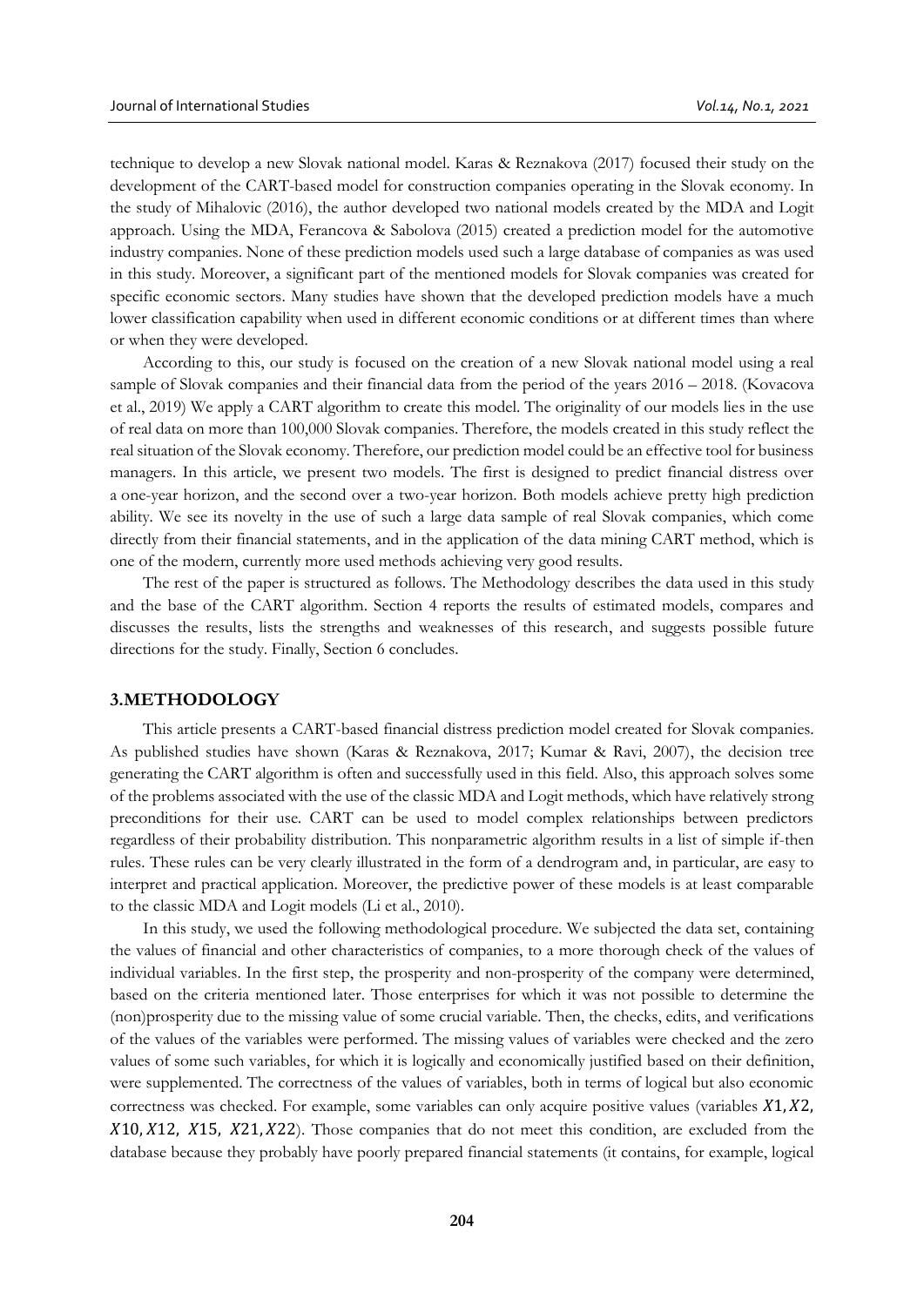technique to develop a new Slovak national model. Karas & Reznakova (2017) focused their study on the development of the CART-based model for construction companies operating in the Slovak economy. In the study of Mihalovic (2016), the author developed two national models created by the MDA and Logit approach. Using the MDA, Ferancova & Sabolova (2015) created a prediction model for the automotive industry companies. None of these prediction models used such a large database of companies as was used in this study. Moreover, a significant part of the mentioned models for Slovak companies was created for specific economic sectors. Many studies have shown that the developed prediction models have a much lower classification capability when used in different economic conditions or at different times than where or when they were developed.

According to this, our study is focused on the creation of a new Slovak national model using a real sample of Slovak companies and their financial data from the period of the years 2016 – 2018. (Kovacova et al., 2019) We apply a CART algorithm to create this model. The originality of our models lies in the use of real data on more than 100,000 Slovak companies. Therefore, the models created in this study reflect the real situation of the Slovak economy. Therefore, our prediction model could be an effective tool for business managers. In this article, we present two models. The first is designed to predict financial distress over a one-year horizon, and the second over a two-year horizon. Both models achieve pretty high prediction ability. We see its novelty in the use of such a large data sample of real Slovak companies, which come directly from their financial statements, and in the application of the data mining CART method, which is one of the modern, currently more used methods achieving very good results.

The rest of the paper is structured as follows. The Methodology describes the data used in this study and the base of the CART algorithm. Section 4 reports the results of estimated models, compares and discusses the results, lists the strengths and weaknesses of this research, and suggests possible future directions for the study. Finally, Section 6 concludes.

## 3.METHODOLOGY

This article presents a CART-based financial distress prediction model created for Slovak companies. As published studies have shown (Karas & Reznakova, 2017; Kumar & Ravi, 2007), the decision tree generating the CART algorithm is often and successfully used in this field. Also, this approach solves some of the problems associated with the use of the classic MDA and Logit methods, which have relatively strong preconditions for their use. CART can be used to model complex relationships between predictors regardless of their probability distribution. This nonparametric algorithm results in a list of simple if-then rules. These rules can be very clearly illustrated in the form of a dendrogram and, in particular, are easy to interpret and practical application. Moreover, the predictive power of these models is at least comparable to the classic MDA and Logit models (Li et al., 2010).

In this study, we used the following methodological procedure. We subjected the data set, containing the values of financial and other characteristics of companies, to a more thorough check of the values of individual variables. In the first step, the prosperity and non-prosperity of the company were determined, based on the criteria mentioned later. Those enterprises for which it was not possible to determine the (non)prosperity due to the missing value of some crucial variable. Then, the checks, edits, and verifications of the values of the variables were performed. The missing values of variables were checked and the zero values of some such variables, for which it is logically and economically justified based on their definition, were supplemented. The correctness of the values of variables, both in terms of logical but also economic correctness was checked. For example, some variables can only acquire positive values (variables $X1, X2$, $X10, X12$, $X15$, $X21, X22$). Those companies that do not meet this condition, are excluded from the database because they probably have poorly prepared financial statements (it contains, for example, logical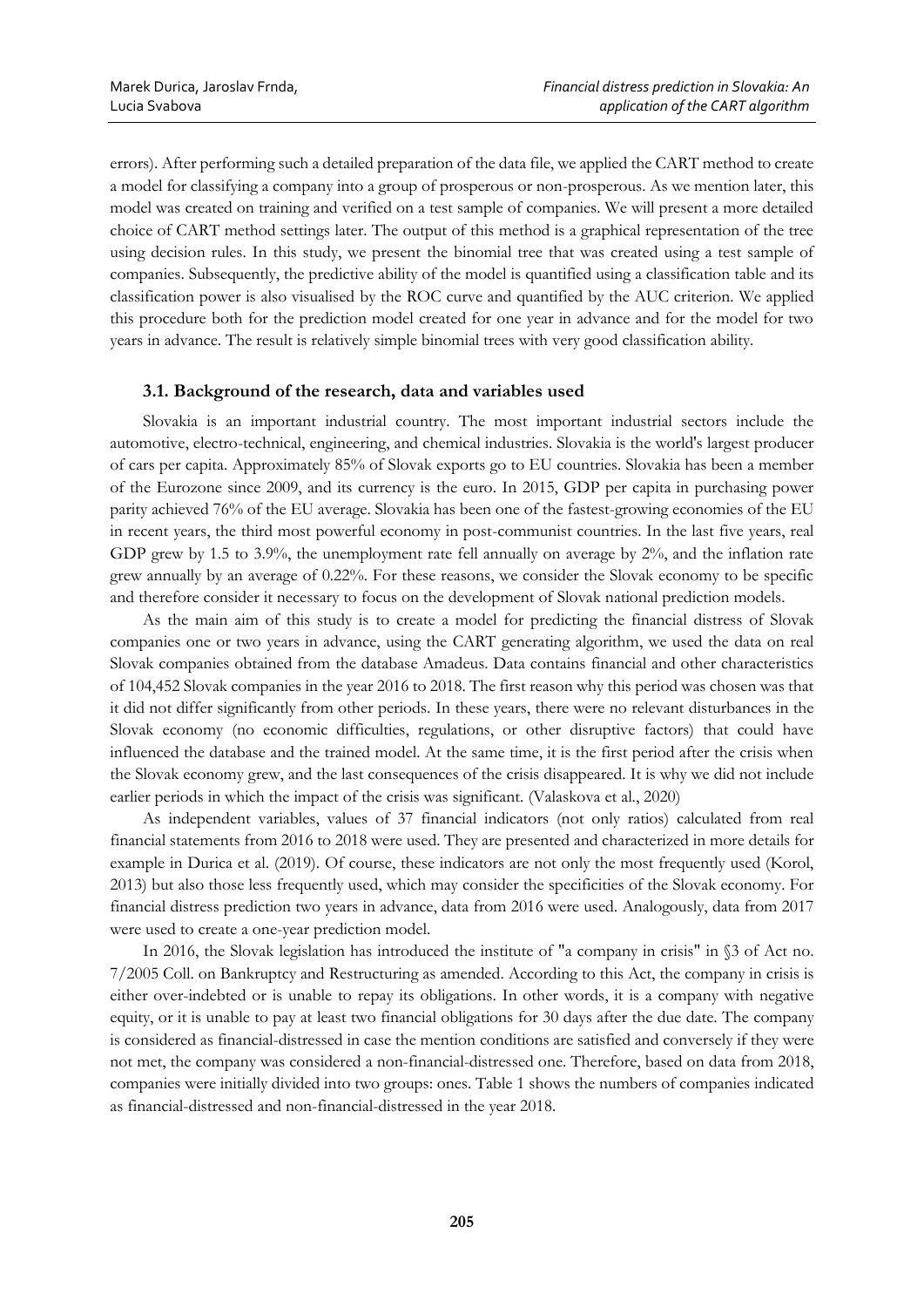errors). After performing such a detailed preparation of the data file, we applied the CART method to create a model for classifying a company into a group of prosperous or non-prosperous. As we mention later, this model was created on training and verified on a test sample of companies. We will present a more detailed choice of CART method settings later. The output of this method is a graphical representation of the tree using decision rules. In this study, we present the binomial tree that was created using a test sample of companies. Subsequently, the predictive ability of the model is quantified using a classification table and its classification power is also visualised by the ROC curve and quantified by the AUC criterion. We applied this procedure both for the prediction model created for one year in advance and for the model for two years in advance. The result is relatively simple binomial trees with very good classification ability.

### 3.1. Background of the research, data and variables used

Slovakia is an important industrial country. The most important industrial sectors include the automotive, electro-technical, engineering, and chemical industries. Slovakia is the world's largest producer of cars per capita. Approximately 85% of Slovak exports go to EU countries. Slovakia has been a member of the Eurozone since 2009, and its currency is the euro. In 2015, GDP per capita in purchasing power parity achieved 76% of the EU average. Slovakia has been one of the fastest-growing economies of the EU in recent years, the third most powerful economy in post-communist countries. In the last five years, real GDP grew by 1.5 to 3.9%, the unemployment rate fell annually on average by 2%, and the inflation rate grew annually by an average of 0.22%. For these reasons, we consider the Slovak economy to be specific and therefore consider it necessary to focus on the development of Slovak national prediction models.

As the main aim of this study is to create a model for predicting the financial distress of Slovak companies one or two years in advance, using the CART generating algorithm, we used the data on real Slovak companies obtained from the database Amadeus. Data contains financial and other characteristics of 104,452 Slovak companies in the year 2016 to 2018. The first reason why this period was chosen was that it did not differ significantly from other periods. In these years, there were no relevant disturbances in the Slovak economy (no economic difficulties, regulations, or other disruptive factors) that could have influenced the database and the trained model. At the same time, it is the first period after the crisis when the Slovak economy grew, and the last consequences of the crisis disappeared. It is why we did not include earlier periods in which the impact of the crisis was significant. (Valaskova et al., 2020)

As independent variables, values of 37 financial indicators (not only ratios) calculated from real financial statements from 2016 to 2018 were used. They are presented and characterized in more details for example in Durica et al. (2019). Of course, these indicators are not only the most frequently used (Korol, 2013) but also those less frequently used, which may consider the specificities of the Slovak economy. For financial distress prediction two years in advance, data from 2016 were used. Analogously, data from 2017 were used to create a one-year prediction model.

In 2016, the Slovak legislation has introduced the institute of "a company in crisis" in §3 of Act no. 7/2005 Coll. on Bankruptcy and Restructuring as amended. According to this Act, the company in crisis is either over-indebted or is unable to repay its obligations. In other words, it is a company with negative equity, or it is unable to pay at least two financial obligations for 30 days after the due date. The company is considered as financial-distressed in case the mention conditions are satisfied and conversely if they were not met, the company was considered a non-financial-distressed one. Therefore, based on data from 2018, companies were initially divided into two groups: ones. Table 1 shows the numbers of companies indicated as financial-distressed and non-financial-distressed in the year 2018.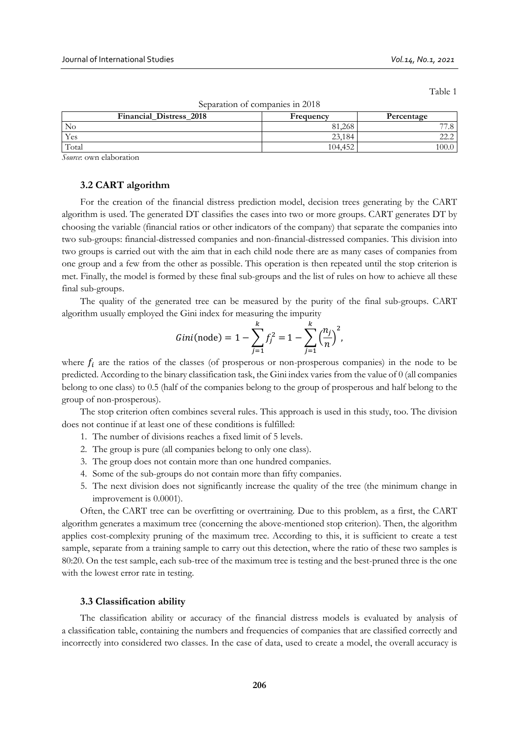Table 1

Separation of companies in 2018

| Financial_Distress_2018 | Frequency | Percentage |
|---|---|---|
| No | 81,268 | 77.8 |
| Yes | 23,184 | 22.2 |
| Total | 104,452 | 100.0 |

*Source*: own elaboration

### 3.2 CART algorithm

For the creation of the financial distress prediction model, decision trees generating by the CART algorithm is used. The generated DT classifies the cases into two or more groups. CART generates DT by choosing the variable (financial ratios or other indicators of the company) that separate the companies into two sub-groups: financial-distressed companies and non-financial-distressed companies. This division into two groups is carried out with the aim that in each child node there are as many cases of companies from one group and a few from the other as possible. This operation is then repeated until the stop criterion is met. Finally, the model is formed by these final sub-groups and the list of rules on how to achieve all these final sub-groups.

The quality of the generated tree can be measured by the purity of the final sub-groups. CART algorithm usually employed the Gini index for measuring the impurity

$$Gini(\text{node}) = 1 - \sum_{j=1}^{k} f_j^2 = 1 - \sum_{j=1}^{k} \left(\frac{n_j}{n}\right)^2,$$

where $f_i$ are the ratios of the classes (of prosperous or non-prosperous companies) in the node to be predicted. According to the binary classification task, the Gini index varies from the value of 0 (all companies belong to one class) to 0.5 (half of the companies belong to the group of prosperous and half belong to the group of non-prosperous).

The stop criterion often combines several rules. This approach is used in this study, too. The division does not continue if at least one of these conditions is fulfilled:

1. The number of divisions reaches a fixed limit of 5 levels.
2. The group is pure (all companies belong to only one class).
3. The group does not contain more than one hundred companies.
4. Some of the sub-groups do not contain more than fifty companies.
5. The next division does not significantly increase the quality of the tree (the minimum change in improvement is 0.0001).

Often, the CART tree can be overfitting or overtraining. Due to this problem, as a first, the CART algorithm generates a maximum tree (concerning the above-mentioned stop criterion). Then, the algorithm applies cost-complexity pruning of the maximum tree. According to this, it is sufficient to create a test sample, separate from a training sample to carry out this detection, where the ratio of these two samples is 80:20. On the test sample, each sub-tree of the maximum tree is testing and the best-pruned three is the one with the lowest error rate in testing.

### 3.3 Classification ability

The classification ability or accuracy of the financial distress models is evaluated by analysis of a classification table, containing the numbers and frequencies of companies that are classified correctly and incorrectly into considered two classes. In the case of data, used to create a model, the overall accuracy is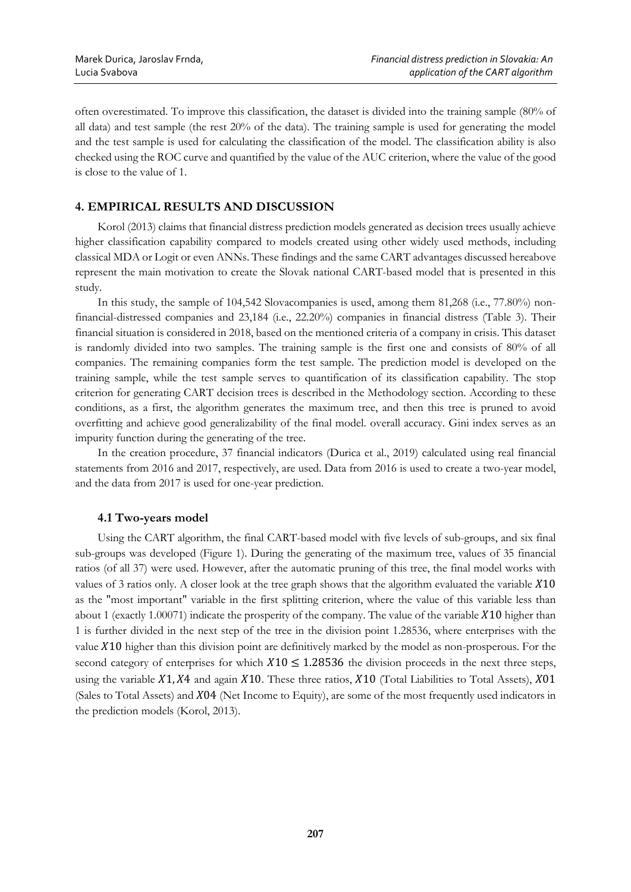often overestimated. To improve this classification, the dataset is divided into the training sample (80% of all data) and test sample (the rest 20% of the data). The training sample is used for generating the model and the test sample is used for calculating the classification of the model. The classification ability is also checked using the ROC curve and quantified by the value of the AUC criterion, where the value of the good is close to the value of 1.

## 4. EMPIRICAL RESULTS AND DISCUSSION

Korol (2013) claims that financial distress prediction models generated as decision trees usually achieve higher classification capability compared to models created using other widely used methods, including classical MDA or Logit or even ANNs. These findings and the same CART advantages discussed hereabove represent the main motivation to create the Slovak national CART-based model that is presented in this study.

In this study, the sample of 104,542 Slovacompanies is used, among them 81,268 (i.e., 77.80%) non-financial-distressed companies and 23,184 (i.e., 22.20%) companies in financial distress (Table 3). Their financial situation is considered in 2018, based on the mentioned criteria of a company in crisis. This dataset is randomly divided into two samples. The training sample is the first one and consists of 80% of all companies. The remaining companies form the test sample. The prediction model is developed on the training sample, while the test sample serves to quantification of its classification capability. The stop criterion for generating CART decision trees is described in the Methodology section. According to these conditions, as a first, the algorithm generates the maximum tree, and then this tree is pruned to avoid overfitting and achieve good generalizability of the final model. overall accuracy. Gini index serves as an impurity function during the generating of the tree.

In the creation procedure, 37 financial indicators (Durica et al., 2019) calculated using real financial statements from 2016 and 2017, respectively, are used. Data from 2016 is used to create a two-year model, and the data from 2017 is used for one-year prediction.

### 4.1 Two-years model

Using the CART algorithm, the final CART-based model with five levels of sub-groups, and six final sub-groups was developed (Figure 1). During the generating of the maximum tree, values of 35 financial ratios (of all 37) were used. However, after the automatic pruning of this tree, the final model works with values of 3 ratios only. A closer look at the tree graph shows that the algorithm evaluated the variable $X10$ as the "most important" variable in the first splitting criterion, where the value of this variable less than about 1 (exactly 1.00071) indicate the prosperity of the company. The value of the variable $X10$ higher than 1 is further divided in the next step of the tree in the division point 1.28536, where enterprises with the value $X10$ higher than this division point are definitively marked by the model as non-prosperous. For the second category of enterprises for which $X10 \leq 1.28536$ the division proceeds in the next three steps, using the variable $X1, X4$ and again $X10$. These three ratios, $X10$ (Total Liabilities to Total Assets), $X01$ (Sales to Total Assets) and $X04$ (Net Income to Equity), are some of the most frequently used indicators in the prediction models (Korol, 2013).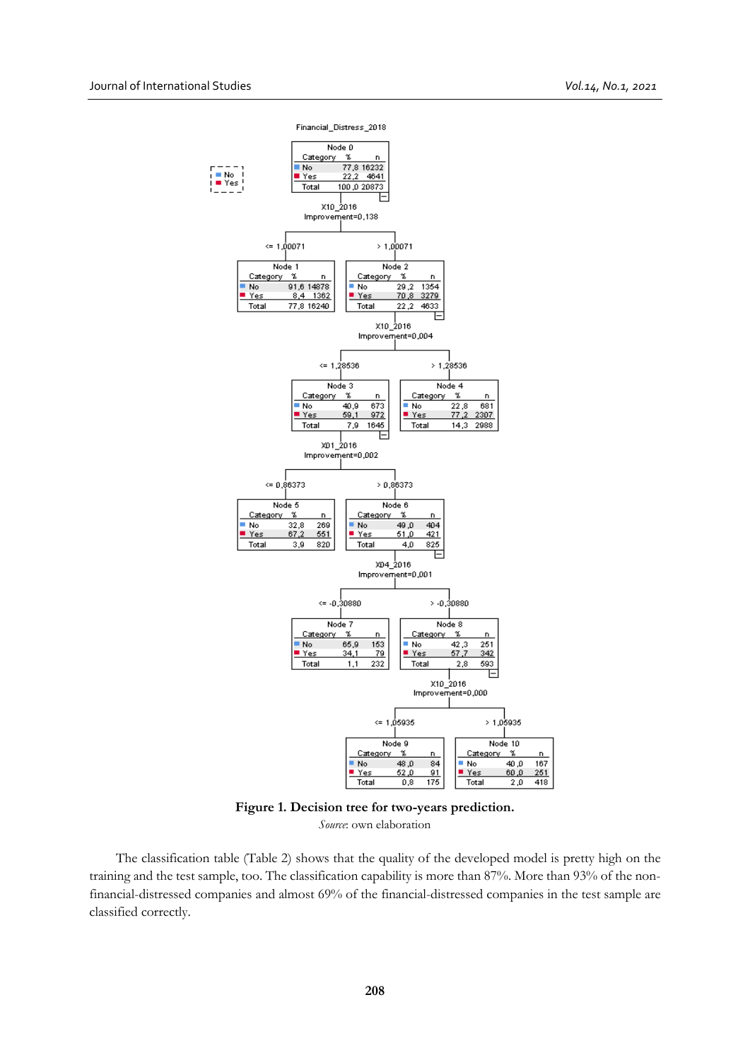Financial_Distress_2018

Node 0

| Category | % | n |
|---|---|---|
| No | 77,8 | 16232 |
| Yes | 22,2 | 4641 |
| Total | 100,0 | 20873 |

X10_2016
Improvement=0,138

<= 1,00071 → Node 1

| Category | % | n |
|---|---|---|
| No | 91,6 | 14878 |
| Yes | 8,4 | 1362 |
| Total | 77,8 | 16240 |

> 1,00071 → Node 2

| Category | % | n |
|---|---|---|
| No | 29,2 | 1354 |
| Yes | 70,8 | 3279 |
| Total | 22,2 | 4633 |

X10_2016
Improvement=0,004

<= 1,28536 → Node 3

| Category | % | n |
|---|---|---|
| No | 40,9 | 673 |
| Yes | 59,1 | 972 |
| Total | 7,9 | 1645 |

> 1,28536 → Node 4

| Category | % | n |
|---|---|---|
| No | 22,8 | 681 |
| Yes | 77,2 | 2307 |
| Total | 14,3 | 2988 |

X01_2016
Improvement=0,002

<= 0,86373 → Node 5

| Category | % | n |
|---|---|---|
| No | 32,8 | 269 |
| Yes | 67,2 | 551 |
| Total | 3,9 | 820 |

> 0,86373 → Node 6

| Category | % | n |
|---|---|---|
| No | 49,0 | 404 |
| Yes | 51,0 | 421 |
| Total | 4,0 | 825 |

X04_2016
Improvement=0,001

<= -0,30880 → Node 7

| Category | % | n |
|---|---|---|
| No | 65,9 | 153 |
| Yes | 34,1 | 79 |
| Total | 1,1 | 232 |

> -0,30880 → Node 8

| Category | % | n |
|---|---|---|
| No | 42,3 | 251 |
| Yes | 57,7 | 342 |
| Total | 2,8 | 593 |

X10_2016
Improvement=0,000

<= 1,05935 → Node 9

| Category | % | n |
|---|---|---|
| No | 48,0 | 84 |
| Yes | 52,0 | 91 |
| Total | 0,8 | 175 |

> 1,05935 → Node 10

| Category | % | n |
|---|---|---|
| No | 40,0 | 167 |
| Yes | 60,0 | 251 |
| Total | 2,0 | 418 |

**Figure 1. Decision tree for two-years prediction.**

*Source*: own elaboration

The classification table (Table 2) shows that the quality of the developed model is pretty high on the training and the test sample, too. The classification capability is more than 87%. More than 93% of the non-financial-distressed companies and almost 69% of the financial-distressed companies in the test sample are classified correctly.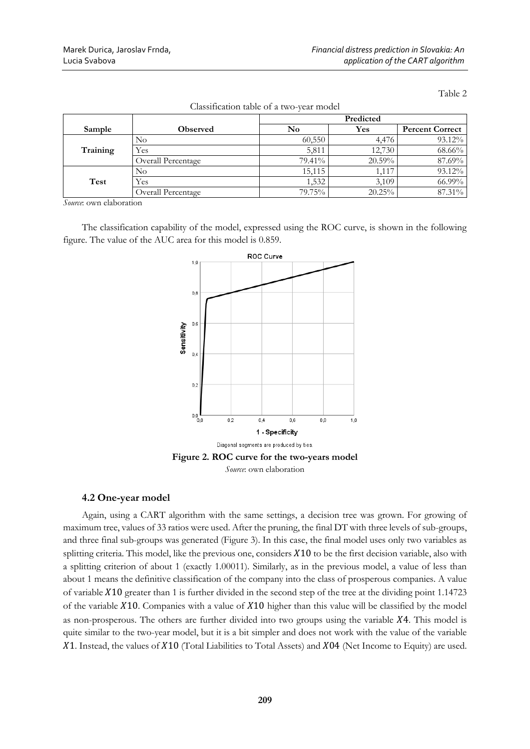Table 2

Classification table of a two-year model

| Sample | Observed | Predicted | | |
|---|---|---|---|---|
| | | No | Yes | Percent Correct |
| Training | No | 60,550 | 4,476 | 93.12% |
| | Yes | 5,811 | 12,730 | 68.66% |
| | Overall Percentage | 79.41% | 20.59% | 87.69% |
| Test | No | 15,115 | 1,117 | 93.12% |
| | Yes | 1,532 | 3,109 | 66.99% |
| | Overall Percentage | 79.75% | 20.25% | 87.31% |

*Source*: own elaboration

The classification capability of the model, expressed using the ROC curve, is shown in the following figure. The value of the AUC area for this model is 0.859.

Diagonal segments are produced by ties.

**Figure 2. ROC curve for the two-years model**

*Source*: own elaboration

### 4.2 One-year model

Again, using a CART algorithm with the same settings, a decision tree was grown. For growing of maximum tree, values of 33 ratios were used. After the pruning, the final DT with three levels of sub-groups, and three final sub-groups was generated (Figure 3). In this case, the final model uses only two variables as splitting criteria. This model, like the previous one, considers $X10$ to be the first decision variable, also with a splitting criterion of about 1 (exactly 1.00011). Similarly, as in the previous model, a value of less than about 1 means the definitive classification of the company into the class of prosperous companies. A value of variable $X10$ greater than 1 is further divided in the second step of the tree at the dividing point 1.14723 of the variable $X10$. Companies with a value of $X10$ higher than this value will be classified by the model as non-prosperous. The others are further divided into two groups using the variable $X4$. This model is quite similar to the two-year model, but it is a bit simpler and does not work with the value of the variable $X1$. Instead, the values of $X10$ (Total Liabilities to Total Assets) and $X04$ (Net Income to Equity) are used.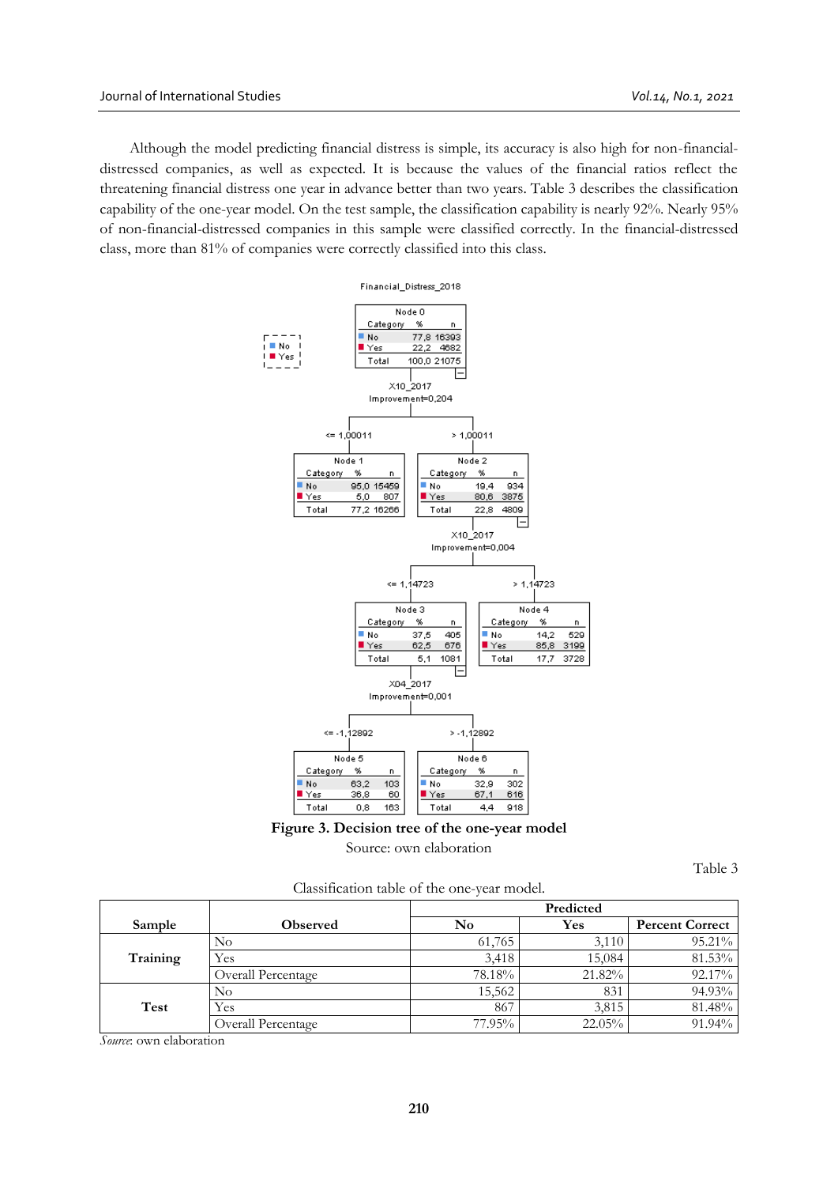Although the model predicting financial distress is simple, its accuracy is also high for non-financial-distressed companies, as well as expected. It is because the values of the financial ratios reflect the threatening financial distress one year in advance better than two years. Table 3 describes the classification capability of the one-year model. On the test sample, the classification capability is nearly 92%. Nearly 95% of non-financial-distressed companies in this sample were classified correctly. In the financial-distressed class, more than 81% of companies were correctly classified into this class.

Financial_Distress_2018

**Node 0**

| Category | % | n |
|---|---|---|
| No | 77,8 | 16393 |
| Yes | 22,2 | 4682 |
| Total | 100,0 | 21075 |

X10_2017, Improvement=0,204

**Node 1** (<= 1,00011)

| Category | % | n |
|---|---|---|
| No | 95,0 | 15459 |
| Yes | 5,0 | 807 |
| Total | 77,2 | 16266 |

**Node 2** (> 1,00011)

| Category | % | n |
|---|---|---|
| No | 19,4 | 934 |
| Yes | 80,6 | 3875 |
| Total | 22,8 | 4809 |

X10_2017, Improvement=0,004

**Node 3** (<= 1,14723)

| Category | % | n |
|---|---|---|
| No | 37,5 | 405 |
| Yes | 62,5 | 676 |
| Total | 5,1 | 1081 |

**Node 4** (> 1,14723)

| Category | % | n |
|---|---|---|
| No | 14,2 | 529 |
| Yes | 85,8 | 3199 |
| Total | 17,7 | 3728 |

X04_2017, Improvement=0,001

**Node 5** (<= -1,12892)

| Category | % | n |
|---|---|---|
| No | 63,2 | 103 |
| Yes | 36,8 | 60 |
| Total | 0,8 | 163 |

**Node 6** (> -1,12892)

| Category | % | n |
|---|---|---|
| No | 32,9 | 302 |
| Yes | 67,1 | 616 |
| Total | 4,4 | 918 |

**Figure 3. Decision tree of the one-year model**

Source: own elaboration

Table 3

Classification table of the one-year model.

| Sample | Observed | Predicted | | |
|---|---|---|---|---|
| | | **No** | **Yes** | **Percent Correct** |
| **Training** | No | 61,765 | 3,110 | 95.21% |
| | Yes | 3,418 | 15,084 | 81.53% |
| | Overall Percentage | 78.18% | 21.82% | 92.17% |
| **Test** | No | 15,562 | 831 | 94.93% |
| | Yes | 867 | 3,815 | 81.48% |
| | Overall Percentage | 77.95% | 22.05% | 91.94% |

*Source*: own elaboration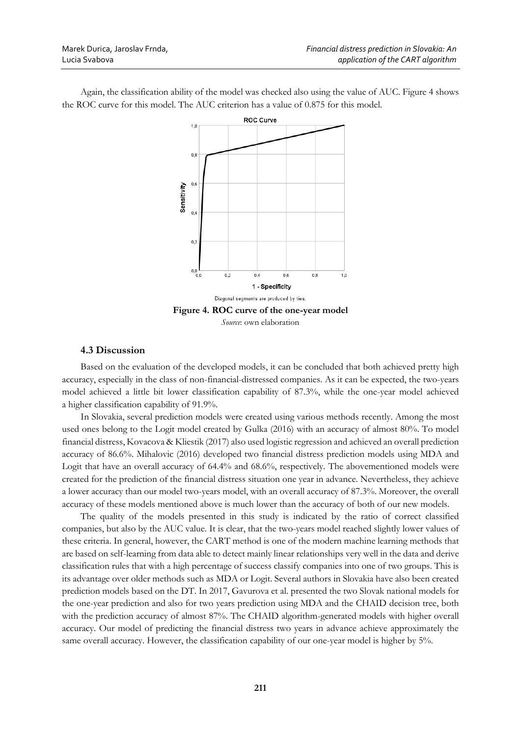Again, the classification ability of the model was checked also using the value of AUC. Figure 4 shows the ROC curve for this model. The AUC criterion has a value of 0.875 for this model.

Diagonal segments are produced by ties.

**Figure 4. ROC curve of the one-year model**

*Source*: own elaboration

### 4.3 Discussion

Based on the evaluation of the developed models, it can be concluded that both achieved pretty high accuracy, especially in the class of non-financial-distressed companies. As it can be expected, the two-years model achieved a little bit lower classification capability of 87.3%, while the one-year model achieved a higher classification capability of 91.9%.

In Slovakia, several prediction models were created using various methods recently. Among the most used ones belong to the Logit model created by Gulka (2016) with an accuracy of almost 80%. To model financial distress, Kovacova & Kliestik (2017) also used logistic regression and achieved an overall prediction accuracy of 86.6%. Mihalovic (2016) developed two financial distress prediction models using MDA and Logit that have an overall accuracy of 64.4% and 68.6%, respectively. The abovementioned models were created for the prediction of the financial distress situation one year in advance. Nevertheless, they achieve a lower accuracy than our model two-years model, with an overall accuracy of 87.3%. Moreover, the overall accuracy of these models mentioned above is much lower than the accuracy of both of our new models.

The quality of the models presented in this study is indicated by the ratio of correct classified companies, but also by the AUC value. It is clear, that the two-years model reached slightly lower values of these criteria. In general, however, the CART method is one of the modern machine learning methods that are based on self-learning from data able to detect mainly linear relationships very well in the data and derive classification rules that with a high percentage of success classify companies into one of two groups. This is its advantage over older methods such as MDA or Logit. Several authors in Slovakia have also been created prediction models based on the DT. In 2017, Gavurova et al. presented the two Slovak national models for the one-year prediction and also for two years prediction using MDA and the CHAID decision tree, both with the prediction accuracy of almost 87%. The CHAID algorithm-generated models with higher overall accuracy. Our model of predicting the financial distress two years in advance achieve approximately the same overall accuracy. However, the classification capability of our one-year model is higher by 5%.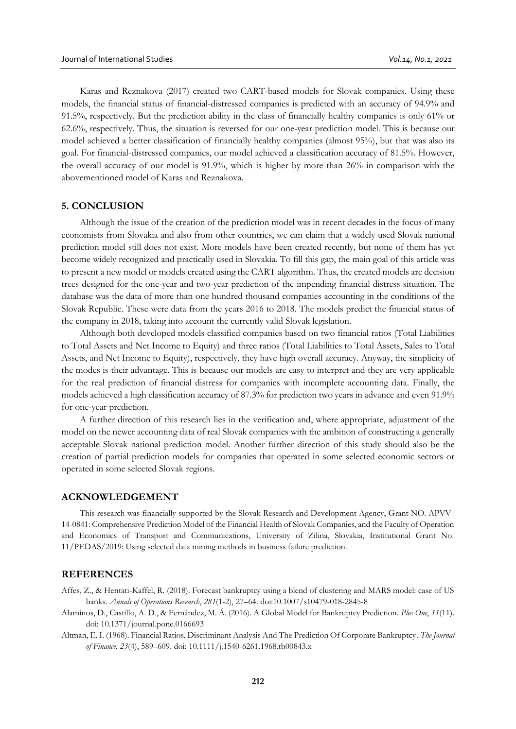Karas and Reznakova (2017) created two CART-based models for Slovak companies. Using these models, the financial status of financial-distressed companies is predicted with an accuracy of 94.9% and 91.5%, respectively. But the prediction ability in the class of financially healthy companies is only 61% or 62.6%, respectively. Thus, the situation is reversed for our one-year prediction model. This is because our model achieved a better classification of financially healthy companies (almost 95%), but that was also its goal. For financial-distressed companies, our model achieved a classification accuracy of 81.5%. However, the overall accuracy of our model is 91.9%, which is higher by more than 26% in comparison with the abovementioned model of Karas and Reznakova.

## 5. CONCLUSION

Although the issue of the creation of the prediction model was in recent decades in the focus of many economists from Slovakia and also from other countries, we can claim that a widely used Slovak national prediction model still does not exist. More models have been created recently, but none of them has yet become widely recognized and practically used in Slovakia. To fill this gap, the main goal of this article was to present a new model or models created using the CART algorithm. Thus, the created models are decision trees designed for the one-year and two-year prediction of the impending financial distress situation. The database was the data of more than one hundred thousand companies accounting in the conditions of the Slovak Republic. These were data from the years 2016 to 2018. The models predict the financial status of the company in 2018, taking into account the currently valid Slovak legislation.

Although both developed models classified companies based on two financial ratios (Total Liabilities to Total Assets and Net Income to Equity) and three ratios (Total Liabilities to Total Assets, Sales to Total Assets, and Net Income to Equity), respectively, they have high overall accuracy. Anyway, the simplicity of the modes is their advantage. This is because our models are easy to interpret and they are very applicable for the real prediction of financial distress for companies with incomplete accounting data. Finally, the models achieved a high classification accuracy of 87.3% for prediction two years in advance and even 91.9% for one-year prediction.

A further direction of this research lies in the verification and, where appropriate, adjustment of the model on the newer accounting data of real Slovak companies with the ambition of constructing a generally acceptable Slovak national prediction model. Another further direction of this study should also be the creation of partial prediction models for companies that operated in some selected economic sectors or operated in some selected Slovak regions.

## ACKNOWLEDGEMENT

This research was financially supported by the Slovak Research and Development Agency, Grant NO. APVV-14-0841: Comprehensive Prediction Model of the Financial Health of Slovak Companies, and the Faculty of Operation and Economics of Transport and Communications, University of Zilina, Slovakia, Institutional Grant No. 11/PEDAS/2019: Using selected data mining methods in business failure prediction.

## REFERENCES

Affes, Z., & Hentati-Kaffel, R. (2018). Forecast bankruptcy using a blend of clustering and MARS model: case of US banks. *Annals of Operations Research*, *281*(1-2), 27–64. doi:10.1007/s10479-018-2845-8

Alaminos, D., Castillo, A. D., & Fernández, M. Á. (2016). A Global Model for Bankruptcy Prediction. *Plos One*, *11*(11). doi: 10.1371/journal.pone.0166693

Altman, E. I. (1968). Financial Ratios, Discriminant Analysis And The Prediction Of Corporate Bankruptcy. *The Journal of Finance*, *23*(4), 589–609. doi: 10.1111/j.1540-6261.1968.tb00843.x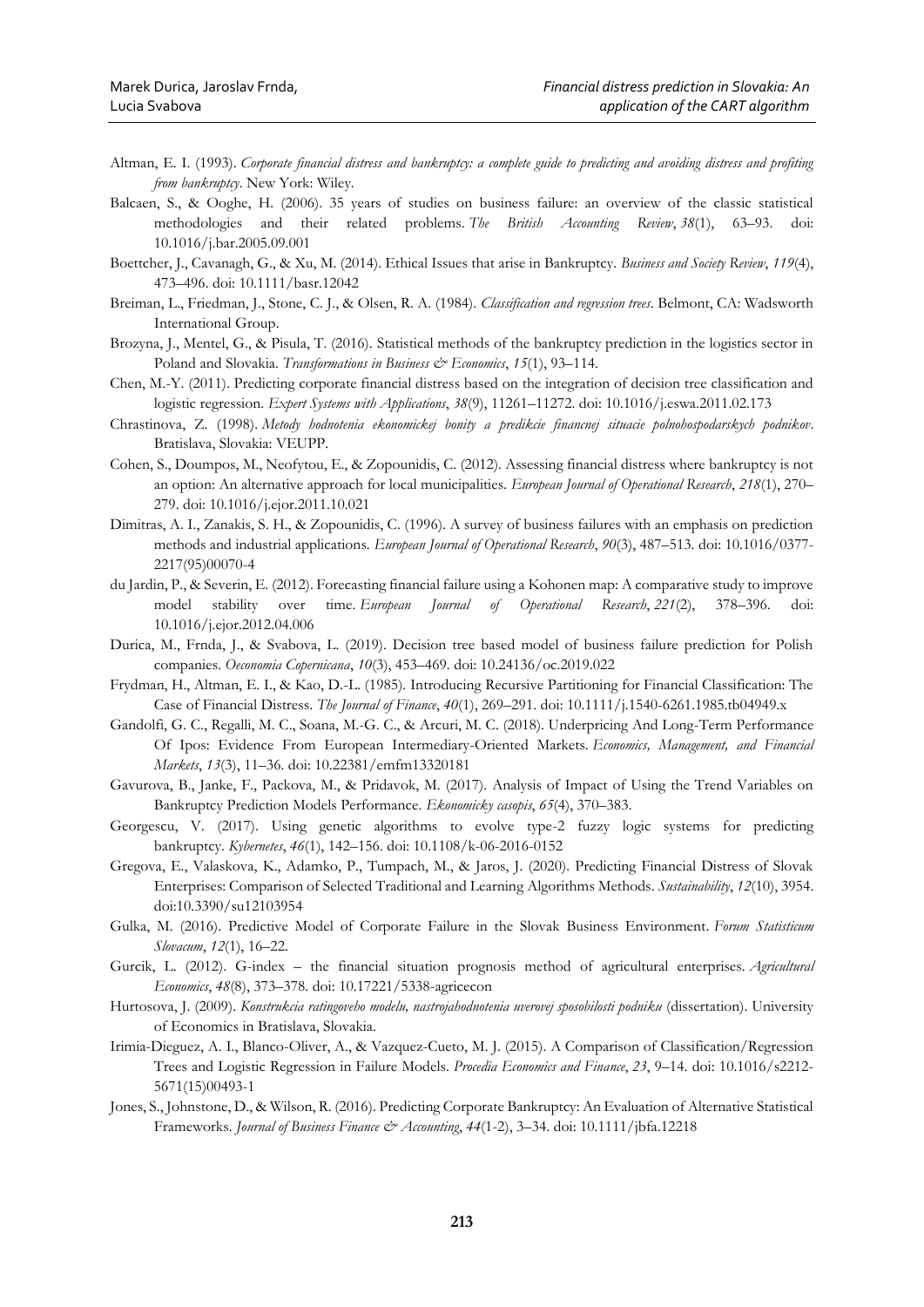Altman, E. I. (1993). *Corporate financial distress and bankruptcy: a complete guide to predicting and avoiding distress and profiting from bankruptcy*. New York: Wiley.

Balcaen, S., & Ooghe, H. (2006). 35 years of studies on business failure: an overview of the classic statistical methodologies and their related problems. *The British Accounting Review*, *38*(1), 63–93. doi: 10.1016/j.bar.2005.09.001

Boettcher, J., Cavanagh, G., & Xu, M. (2014). Ethical Issues that arise in Bankruptcy. *Business and Society Review*, *119*(4), 473–496. doi: 10.1111/basr.12042

Breiman, L., Friedman, J., Stone, C. J., & Olsen, R. A. (1984). *Classification and regression trees*. Belmont, CA: Wadsworth International Group.

Brozyna, J., Mentel, G., & Pisula, T. (2016). Statistical methods of the bankruptcy prediction in the logistics sector in Poland and Slovakia. *Transformations in Business & Economics*, *15*(1), 93–114.

Chen, M.-Y. (2011). Predicting corporate financial distress based on the integration of decision tree classification and logistic regression. *Expert Systems with Applications*, *38*(9), 11261–11272. doi: 10.1016/j.eswa.2011.02.173

Chrastinova, Z. (1998). *Metody hodnotenia ekonomickej bonity a predikcie financnej situacie polnohospodarskych podnikov*. Bratislava, Slovakia: VEUPP.

Cohen, S., Doumpos, M., Neofytou, E., & Zopounidis, C. (2012). Assessing financial distress where bankruptcy is not an option: An alternative approach for local municipalities. *European Journal of Operational Research*, *218*(1), 270–279. doi: 10.1016/j.ejor.2011.10.021

Dimitras, A. I., Zanakis, S. H., & Zopounidis, C. (1996). A survey of business failures with an emphasis on prediction methods and industrial applications. *European Journal of Operational Research*, *90*(3), 487–513. doi: 10.1016/0377-2217(95)00070-4

du Jardin, P., & Severin, E. (2012). Forecasting financial failure using a Kohonen map: A comparative study to improve model stability over time. *European Journal of Operational Research*, *221*(2), 378–396. doi: 10.1016/j.ejor.2012.04.006

Durica, M., Frnda, J., & Svabova, L. (2019). Decision tree based model of business failure prediction for Polish companies. *Oeconomia Copernicana*, *10*(3), 453–469. doi: 10.24136/oc.2019.022

Frydman, H., Altman, E. I., & Kao, D.-L. (1985). Introducing Recursive Partitioning for Financial Classification: The Case of Financial Distress. *The Journal of Finance*, *40*(1), 269–291. doi: 10.1111/j.1540-6261.1985.tb04949.x

Gandolfi, G. C., Regalli, M. C., Soana, M.-G. C., & Arcuri, M. C. (2018). Underpricing And Long-Term Performance Of Ipos: Evidence From European Intermediary-Oriented Markets. *Economics, Management, and Financial Markets*, *13*(3), 11–36. doi: 10.22381/emfm13320181

Gavurova, B., Janke, F., Packova, M., & Pridavok, M. (2017). Analysis of Impact of Using the Trend Variables on Bankruptcy Prediction Models Performance. *Ekonomicky casopis*, *65*(4), 370–383.

Georgescu, V. (2017). Using genetic algorithms to evolve type-2 fuzzy logic systems for predicting bankruptcy. *Kybernetes*, *46*(1), 142–156. doi: 10.1108/k-06-2016-0152

Gregova, E., Valaskova, K., Adamko, P., Tumpach, M., & Jaros, J. (2020). Predicting Financial Distress of Slovak Enterprises: Comparison of Selected Traditional and Learning Algorithms Methods. *Sustainability*, *12*(10), 3954. doi:10.3390/su12103954

Gulka, M. (2016). Predictive Model of Corporate Failure in the Slovak Business Environment. *Forum Statisticum Slovacum*, *12*(1), 16–22.

Gurcik, L. (2012). G-index – the financial situation prognosis method of agricultural enterprises. *Agricultural Economics*, *48*(8), 373–378. doi: 10.17221/5338-agricecon

Hurtosova, J. (2009). *Konstrukcia ratingoveho modelu, nastrojahodnotenia uverovej sposobilosti podniku* (dissertation). University of Economics in Bratislava, Slovakia.

Irimia-Dieguez, A. I., Blanco-Oliver, A., & Vazquez-Cueto, M. J. (2015). A Comparison of Classification/Regression Trees and Logistic Regression in Failure Models. *Procedia Economics and Finance*, *23*, 9–14. doi: 10.1016/s2212-5671(15)00493-1

Jones, S., Johnstone, D., & Wilson, R. (2016). Predicting Corporate Bankruptcy: An Evaluation of Alternative Statistical Frameworks. *Journal of Business Finance & Accounting*, *44*(1-2), 3–34. doi: 10.1111/jbfa.12218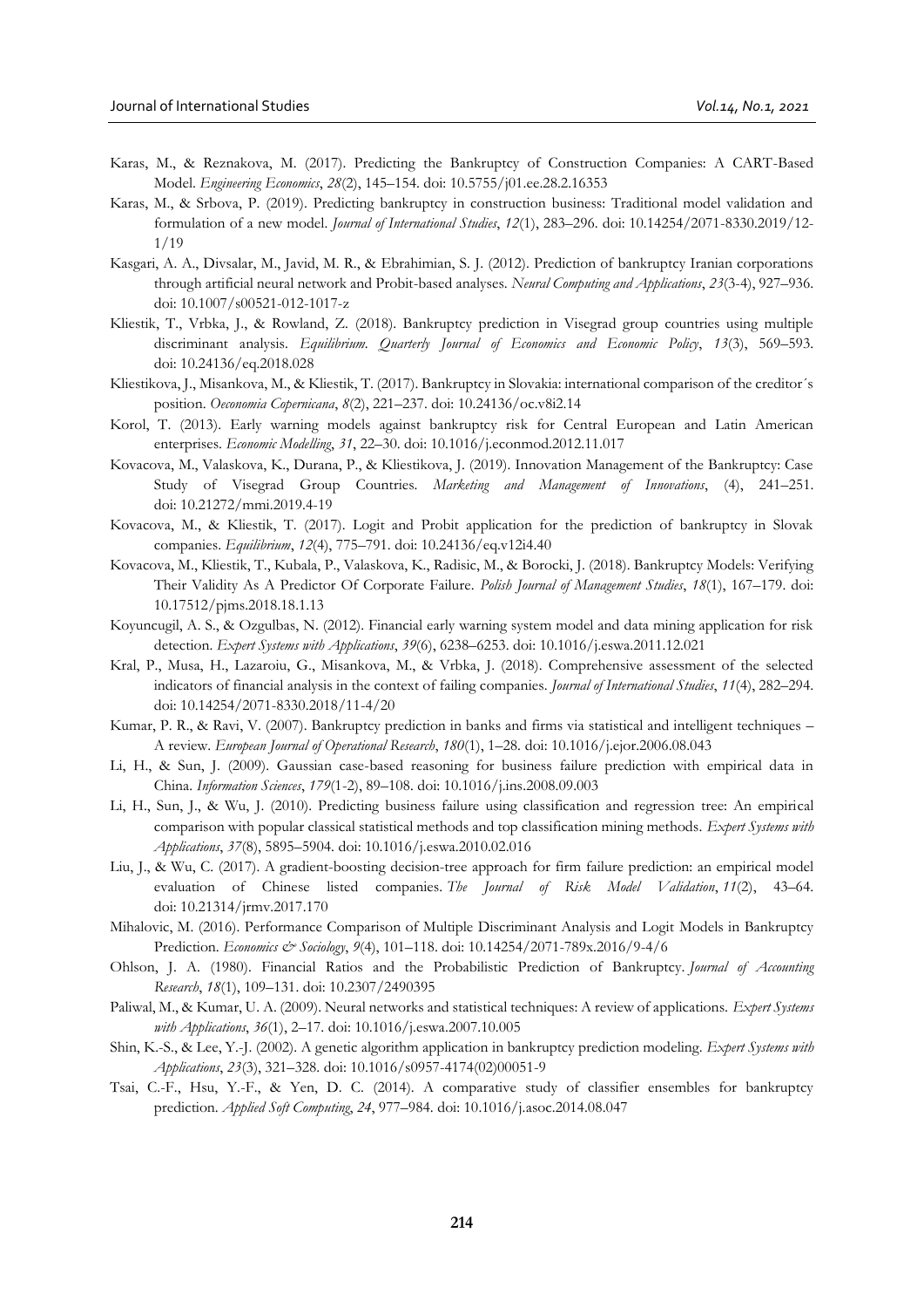Karas, M., & Reznakova, M. (2017). Predicting the Bankruptcy of Construction Companies: A CART-Based Model. *Engineering Economics*, *28*(2), 145–154. doi: 10.5755/j01.ee.28.2.16353

Karas, M., & Srbova, P. (2019). Predicting bankruptcy in construction business: Traditional model validation and formulation of a new model. *Journal of International Studies*, *12*(1), 283–296. doi: 10.14254/2071-8330.2019/12-1/19

Kasgari, A. A., Divsalar, M., Javid, M. R., & Ebrahimian, S. J. (2012). Prediction of bankruptcy Iranian corporations through artificial neural network and Probit-based analyses. *Neural Computing and Applications*, *23*(3-4), 927–936. doi: 10.1007/s00521-012-1017-z

Kliestik, T., Vrbka, J., & Rowland, Z. (2018). Bankruptcy prediction in Visegrad group countries using multiple discriminant analysis. *Equilibrium. Quarterly Journal of Economics and Economic Policy*, *13*(3), 569–593. doi: 10.24136/eq.2018.028

Kliestikova, J., Misankova, M., & Kliestik, T. (2017). Bankruptcy in Slovakia: international comparison of the creditor´s position. *Oeconomia Copernicana*, *8*(2), 221–237. doi: 10.24136/oc.v8i2.14

Korol, T. (2013). Early warning models against bankruptcy risk for Central European and Latin American enterprises. *Economic Modelling*, *31*, 22–30. doi: 10.1016/j.econmod.2012.11.017

Kovacova, M., Valaskova, K., Durana, P., & Kliestikova, J. (2019). Innovation Management of the Bankruptcy: Case Study of Visegrad Group Countries. *Marketing and Management of Innovations*, (4), 241–251. doi: 10.21272/mmi.2019.4-19

Kovacova, M., & Kliestik, T. (2017). Logit and Probit application for the prediction of bankruptcy in Slovak companies. *Equilibrium*, *12*(4), 775–791. doi: 10.24136/eq.v12i4.40

Kovacova, M., Kliestik, T., Kubala, P., Valaskova, K., Radisic, M., & Borocki, J. (2018). Bankruptcy Models: Verifying Their Validity As A Predictor Of Corporate Failure. *Polish Journal of Management Studies*, *18*(1), 167–179. doi: 10.17512/pjms.2018.18.1.13

Koyuncugil, A. S., & Ozgulbas, N. (2012). Financial early warning system model and data mining application for risk detection. *Expert Systems with Applications*, *39*(6), 6238–6253. doi: 10.1016/j.eswa.2011.12.021

Kral, P., Musa, H., Lazaroiu, G., Misankova, M., & Vrbka, J. (2018). Comprehensive assessment of the selected indicators of financial analysis in the context of failing companies. *Journal of International Studies*, *11*(4), 282–294. doi: 10.14254/2071-8330.2018/11-4/20

Kumar, P. R., & Ravi, V. (2007). Bankruptcy prediction in banks and firms via statistical and intelligent techniques – A review. *European Journal of Operational Research*, *180*(1), 1–28. doi: 10.1016/j.ejor.2006.08.043

Li, H., & Sun, J. (2009). Gaussian case-based reasoning for business failure prediction with empirical data in China. *Information Sciences*, *179*(1-2), 89–108. doi: 10.1016/j.ins.2008.09.003

Li, H., Sun, J., & Wu, J. (2010). Predicting business failure using classification and regression tree: An empirical comparison with popular classical statistical methods and top classification mining methods. *Expert Systems with Applications*, *37*(8), 5895–5904. doi: 10.1016/j.eswa.2010.02.016

Liu, J., & Wu, C. (2017). A gradient-boosting decision-tree approach for firm failure prediction: an empirical model evaluation of Chinese listed companies. *The Journal of Risk Model Validation*, *11*(2), 43–64. doi: 10.21314/jrmv.2017.170

Mihalovic, M. (2016). Performance Comparison of Multiple Discriminant Analysis and Logit Models in Bankruptcy Prediction. *Economics & Sociology*, *9*(4), 101–118. doi: 10.14254/2071-789x.2016/9-4/6

Ohlson, J. A. (1980). Financial Ratios and the Probabilistic Prediction of Bankruptcy. *Journal of Accounting Research*, *18*(1), 109–131. doi: 10.2307/2490395

Paliwal, M., & Kumar, U. A. (2009). Neural networks and statistical techniques: A review of applications. *Expert Systems with Applications*, *36*(1), 2–17. doi: 10.1016/j.eswa.2007.10.005

Shin, K.-S., & Lee, Y.-J. (2002). A genetic algorithm application in bankruptcy prediction modeling. *Expert Systems with Applications*, *23*(3), 321–328. doi: 10.1016/s0957-4174(02)00051-9

Tsai, C.-F., Hsu, Y.-F., & Yen, D. C. (2014). A comparative study of classifier ensembles for bankruptcy prediction. *Applied Soft Computing*, *24*, 977–984. doi: 10.1016/j.asoc.2014.08.047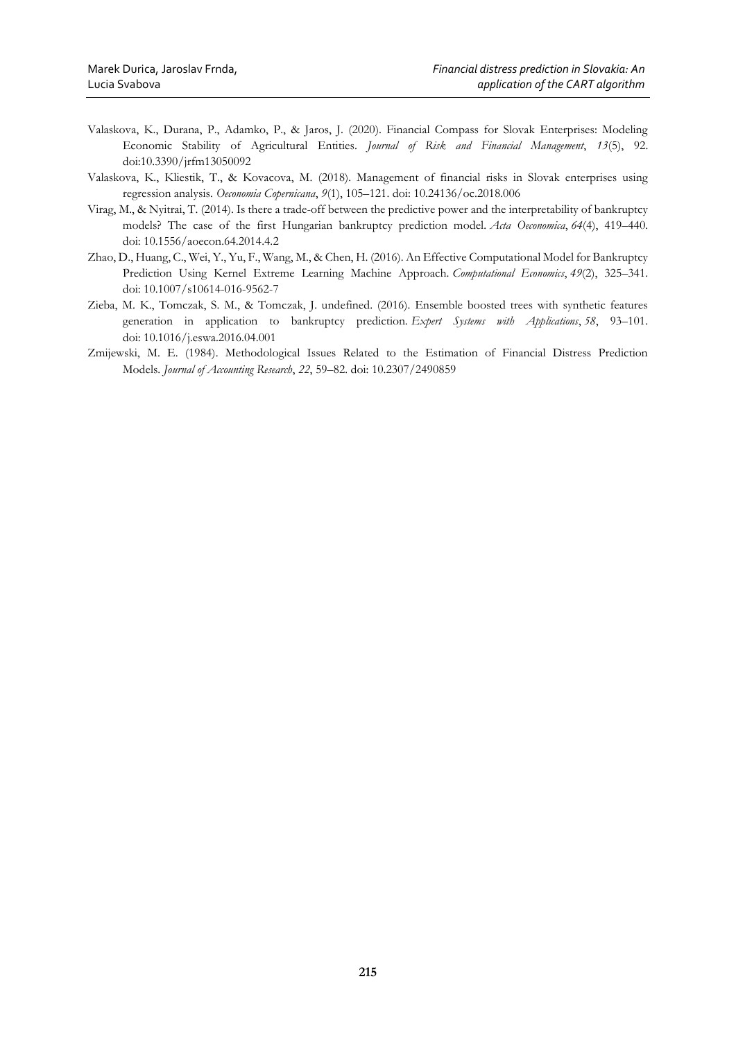Valaskova, K., Durana, P., Adamko, P., & Jaros, J. (2020). Financial Compass for Slovak Enterprises: Modeling Economic Stability of Agricultural Entities. *Journal of Risk and Financial Management*, *13*(5), 92. doi:10.3390/jrfm13050092

Valaskova, K., Kliestik, T., & Kovacova, M. (2018). Management of financial risks in Slovak enterprises using regression analysis. *Oeconomia Copernicana*, *9*(1), 105–121. doi: 10.24136/oc.2018.006

Virag, M., & Nyitrai, T. (2014). Is there a trade-off between the predictive power and the interpretability of bankruptcy models? The case of the first Hungarian bankruptcy prediction model. *Acta Oeconomica*, *64*(4), 419–440. doi: 10.1556/aoecon.64.2014.4.2

Zhao, D., Huang, C., Wei, Y., Yu, F., Wang, M., & Chen, H. (2016). An Effective Computational Model for Bankruptcy Prediction Using Kernel Extreme Learning Machine Approach. *Computational Economics*, *49*(2), 325–341. doi: 10.1007/s10614-016-9562-7

Zieba, M. K., Tomczak, S. M., & Tomczak, J. undefined. (2016). Ensemble boosted trees with synthetic features generation in application to bankruptcy prediction. *Expert Systems with Applications*, *58*, 93–101. doi: 10.1016/j.eswa.2016.04.001

Zmijewski, M. E. (1984). Methodological Issues Related to the Estimation of Financial Distress Prediction Models. *Journal of Accounting Research*, *22*, 59–82. doi: 10.2307/2490859